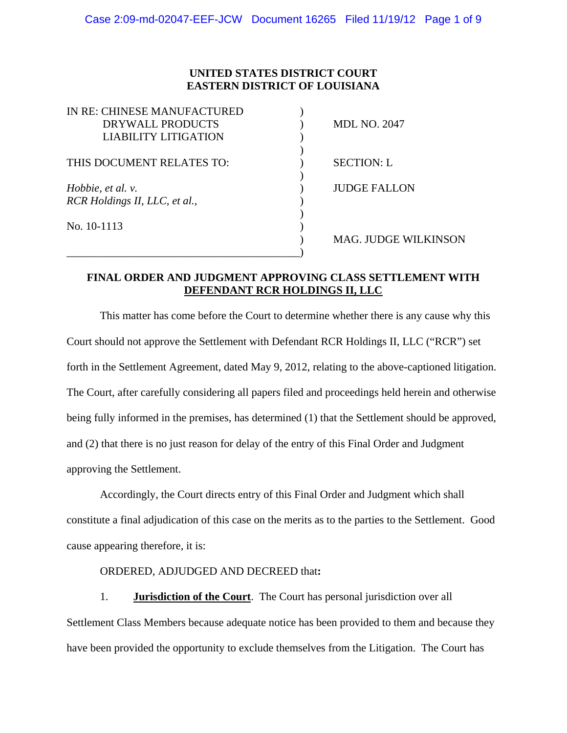**UNITED STATES DISTRICT COURT**
**EASTERN DISTRICT OF LOUISIANA**

| | | |
|---|---|---|
| IN RE: CHINESE MANUFACTURED DRYWALL PRODUCTS LIABILITY LITIGATION | ) | MDL NO. 2047 |
| THIS DOCUMENT RELATES TO: | ) | SECTION: L |
| *Hobbie, et al. v. RCR Holdings II, LLC, et al.,* | ) | JUDGE FALLON |
| No. 10-1113 | ) | MAG. JUDGE WILKINSON |

**FINAL ORDER AND JUDGMENT APPROVING CLASS SETTLEMENT WITH DEFENDANT RCR HOLDINGS II, LLC**

This matter has come before the Court to determine whether there is any cause why this Court should not approve the Settlement with Defendant RCR Holdings II, LLC ("RCR") set forth in the Settlement Agreement, dated May 9, 2012, relating to the above-captioned litigation. The Court, after carefully considering all papers filed and proceedings held herein and otherwise being fully informed in the premises, has determined (1) that the Settlement should be approved, and (2) that there is no just reason for delay of the entry of this Final Order and Judgment approving the Settlement.

Accordingly, the Court directs entry of this Final Order and Judgment which shall constitute a final adjudication of this case on the merits as to the parties to the Settlement. Good cause appearing therefore, it is:

ORDERED, ADJUDGED AND DECREED that**:**

1. **Jurisdiction of the Court**. The Court has personal jurisdiction over all Settlement Class Members because adequate notice has been provided to them and because they have been provided the opportunity to exclude themselves from the Litigation. The Court has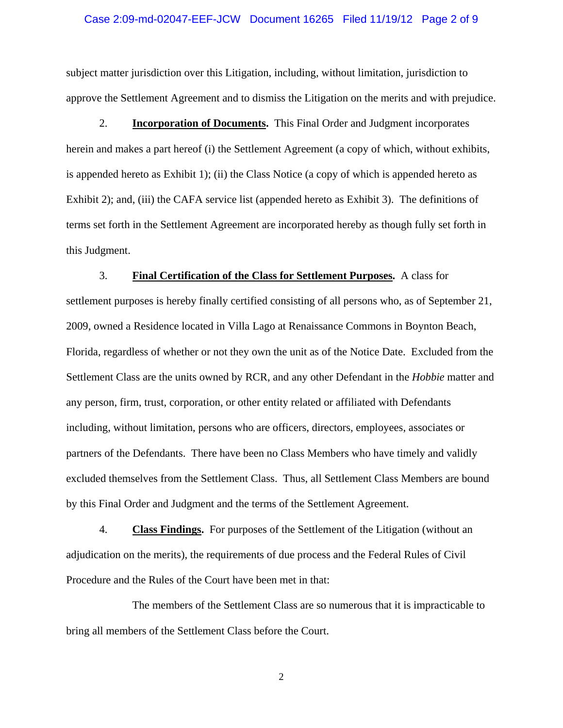subject matter jurisdiction over this Litigation, including, without limitation, jurisdiction to approve the Settlement Agreement and to dismiss the Litigation on the merits and with prejudice.

2. **Incorporation of Documents.** This Final Order and Judgment incorporates herein and makes a part hereof (i) the Settlement Agreement (a copy of which, without exhibits, is appended hereto as Exhibit 1); (ii) the Class Notice (a copy of which is appended hereto as Exhibit 2); and, (iii) the CAFA service list (appended hereto as Exhibit 3). The definitions of terms set forth in the Settlement Agreement are incorporated hereby as though fully set forth in this Judgment.

3. **Final Certification of the Class for Settlement Purposes.** A class for settlement purposes is hereby finally certified consisting of all persons who, as of September 21, 2009, owned a Residence located in Villa Lago at Renaissance Commons in Boynton Beach, Florida, regardless of whether or not they own the unit as of the Notice Date. Excluded from the Settlement Class are the units owned by RCR, and any other Defendant in the *Hobbie* matter and any person, firm, trust, corporation, or other entity related or affiliated with Defendants including, without limitation, persons who are officers, directors, employees, associates or partners of the Defendants. There have been no Class Members who have timely and validly excluded themselves from the Settlement Class. Thus, all Settlement Class Members are bound by this Final Order and Judgment and the terms of the Settlement Agreement.

4. **Class Findings.** For purposes of the Settlement of the Litigation (without an adjudication on the merits), the requirements of due process and the Federal Rules of Civil Procedure and the Rules of the Court have been met in that:

The members of the Settlement Class are so numerous that it is impracticable to bring all members of the Settlement Class before the Court.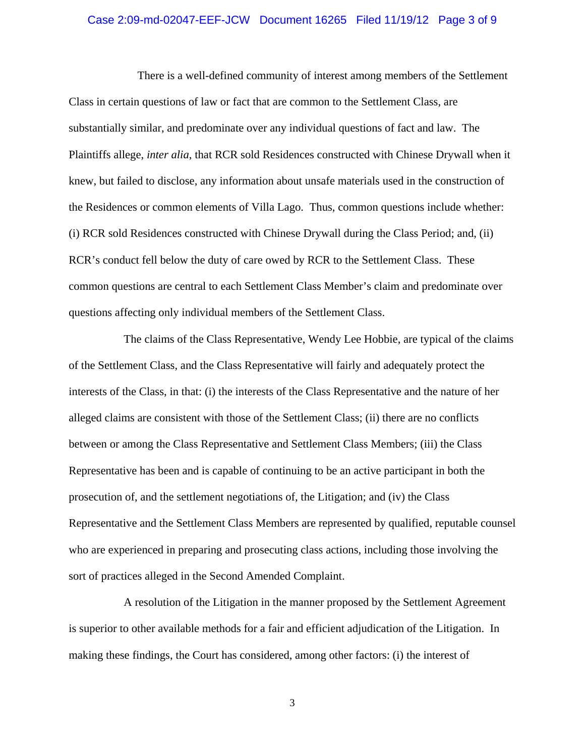There is a well-defined community of interest among members of the Settlement Class in certain questions of law or fact that are common to the Settlement Class, are substantially similar, and predominate over any individual questions of fact and law. The Plaintiffs allege, *inter alia*, that RCR sold Residences constructed with Chinese Drywall when it knew, but failed to disclose, any information about unsafe materials used in the construction of the Residences or common elements of Villa Lago. Thus, common questions include whether: (i) RCR sold Residences constructed with Chinese Drywall during the Class Period; and, (ii) RCR's conduct fell below the duty of care owed by RCR to the Settlement Class. These common questions are central to each Settlement Class Member's claim and predominate over questions affecting only individual members of the Settlement Class.

The claims of the Class Representative, Wendy Lee Hobbie, are typical of the claims of the Settlement Class, and the Class Representative will fairly and adequately protect the interests of the Class, in that: (i) the interests of the Class Representative and the nature of her alleged claims are consistent with those of the Settlement Class; (ii) there are no conflicts between or among the Class Representative and Settlement Class Members; (iii) the Class Representative has been and is capable of continuing to be an active participant in both the prosecution of, and the settlement negotiations of, the Litigation; and (iv) the Class Representative and the Settlement Class Members are represented by qualified, reputable counsel who are experienced in preparing and prosecuting class actions, including those involving the sort of practices alleged in the Second Amended Complaint.

A resolution of the Litigation in the manner proposed by the Settlement Agreement is superior to other available methods for a fair and efficient adjudication of the Litigation. In making these findings, the Court has considered, among other factors: (i) the interest of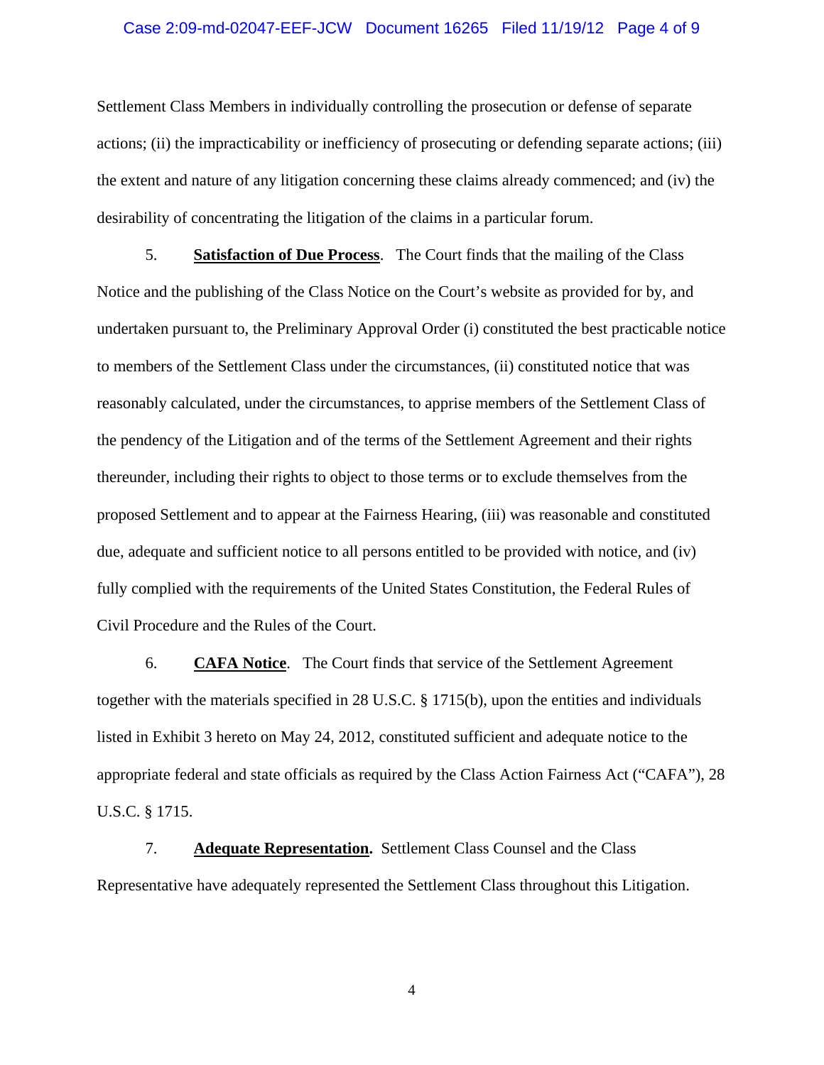Settlement Class Members in individually controlling the prosecution or defense of separate actions; (ii) the impracticability or inefficiency of prosecuting or defending separate actions; (iii) the extent and nature of any litigation concerning these claims already commenced; and (iv) the desirability of concentrating the litigation of the claims in a particular forum.

5. **Satisfaction of Due Process**. The Court finds that the mailing of the Class Notice and the publishing of the Class Notice on the Court's website as provided for by, and undertaken pursuant to, the Preliminary Approval Order (i) constituted the best practicable notice to members of the Settlement Class under the circumstances, (ii) constituted notice that was reasonably calculated, under the circumstances, to apprise members of the Settlement Class of the pendency of the Litigation and of the terms of the Settlement Agreement and their rights thereunder, including their rights to object to those terms or to exclude themselves from the proposed Settlement and to appear at the Fairness Hearing, (iii) was reasonable and constituted due, adequate and sufficient notice to all persons entitled to be provided with notice, and (iv) fully complied with the requirements of the United States Constitution, the Federal Rules of Civil Procedure and the Rules of the Court.

6. **CAFA Notice**. The Court finds that service of the Settlement Agreement together with the materials specified in 28 U.S.C. § 1715(b), upon the entities and individuals listed in Exhibit 3 hereto on May 24, 2012, constituted sufficient and adequate notice to the appropriate federal and state officials as required by the Class Action Fairness Act ("CAFA"), 28 U.S.C. § 1715.

7. **Adequate Representation.** Settlement Class Counsel and the Class Representative have adequately represented the Settlement Class throughout this Litigation.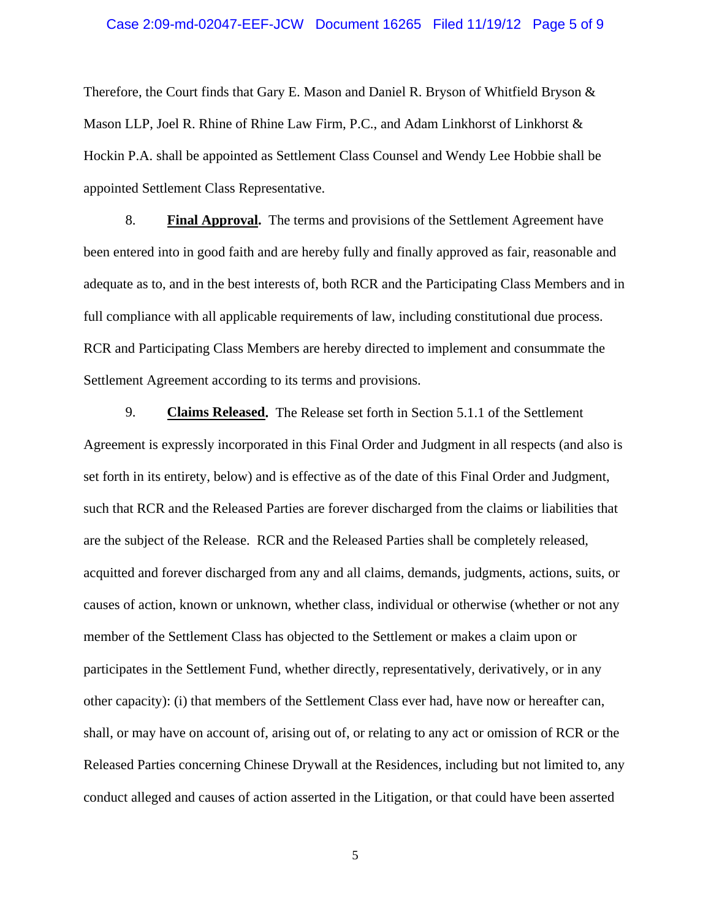Therefore, the Court finds that Gary E. Mason and Daniel R. Bryson of Whitfield Bryson & Mason LLP, Joel R. Rhine of Rhine Law Firm, P.C., and Adam Linkhorst of Linkhorst & Hockin P.A. shall be appointed as Settlement Class Counsel and Wendy Lee Hobbie shall be appointed Settlement Class Representative.

8. **Final Approval.** The terms and provisions of the Settlement Agreement have been entered into in good faith and are hereby fully and finally approved as fair, reasonable and adequate as to, and in the best interests of, both RCR and the Participating Class Members and in full compliance with all applicable requirements of law, including constitutional due process. RCR and Participating Class Members are hereby directed to implement and consummate the Settlement Agreement according to its terms and provisions.

9. **Claims Released.** The Release set forth in Section 5.1.1 of the Settlement Agreement is expressly incorporated in this Final Order and Judgment in all respects (and also is set forth in its entirety, below) and is effective as of the date of this Final Order and Judgment, such that RCR and the Released Parties are forever discharged from the claims or liabilities that are the subject of the Release. RCR and the Released Parties shall be completely released, acquitted and forever discharged from any and all claims, demands, judgments, actions, suits, or causes of action, known or unknown, whether class, individual or otherwise (whether or not any member of the Settlement Class has objected to the Settlement or makes a claim upon or participates in the Settlement Fund, whether directly, representatively, derivatively, or in any other capacity): (i) that members of the Settlement Class ever had, have now or hereafter can, shall, or may have on account of, arising out of, or relating to any act or omission of RCR or the Released Parties concerning Chinese Drywall at the Residences, including but not limited to, any conduct alleged and causes of action asserted in the Litigation, or that could have been asserted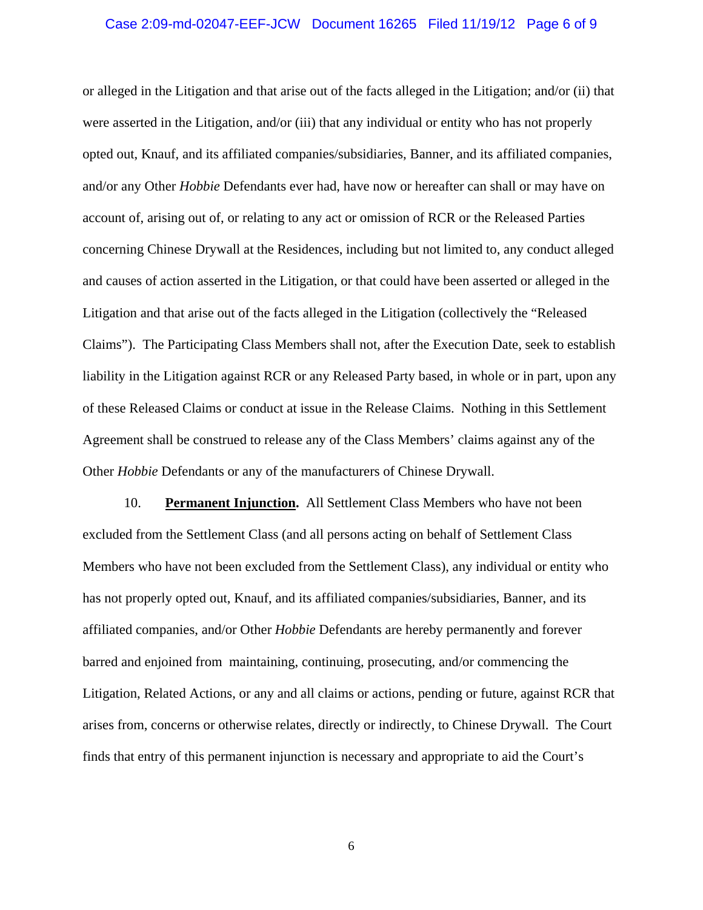or alleged in the Litigation and that arise out of the facts alleged in the Litigation; and/or (ii) that were asserted in the Litigation, and/or (iii) that any individual or entity who has not properly opted out, Knauf, and its affiliated companies/subsidiaries, Banner, and its affiliated companies, and/or any Other *Hobbie* Defendants ever had, have now or hereafter can shall or may have on account of, arising out of, or relating to any act or omission of RCR or the Released Parties concerning Chinese Drywall at the Residences, including but not limited to, any conduct alleged and causes of action asserted in the Litigation, or that could have been asserted or alleged in the Litigation and that arise out of the facts alleged in the Litigation (collectively the "Released Claims"). The Participating Class Members shall not, after the Execution Date, seek to establish liability in the Litigation against RCR or any Released Party based, in whole or in part, upon any of these Released Claims or conduct at issue in the Release Claims. Nothing in this Settlement Agreement shall be construed to release any of the Class Members' claims against any of the Other *Hobbie* Defendants or any of the manufacturers of Chinese Drywall.

10. **Permanent Injunction.** All Settlement Class Members who have not been excluded from the Settlement Class (and all persons acting on behalf of Settlement Class Members who have not been excluded from the Settlement Class), any individual or entity who has not properly opted out, Knauf, and its affiliated companies/subsidiaries, Banner, and its affiliated companies, and/or Other *Hobbie* Defendants are hereby permanently and forever barred and enjoined from maintaining, continuing, prosecuting, and/or commencing the Litigation, Related Actions, or any and all claims or actions, pending or future, against RCR that arises from, concerns or otherwise relates, directly or indirectly, to Chinese Drywall. The Court finds that entry of this permanent injunction is necessary and appropriate to aid the Court's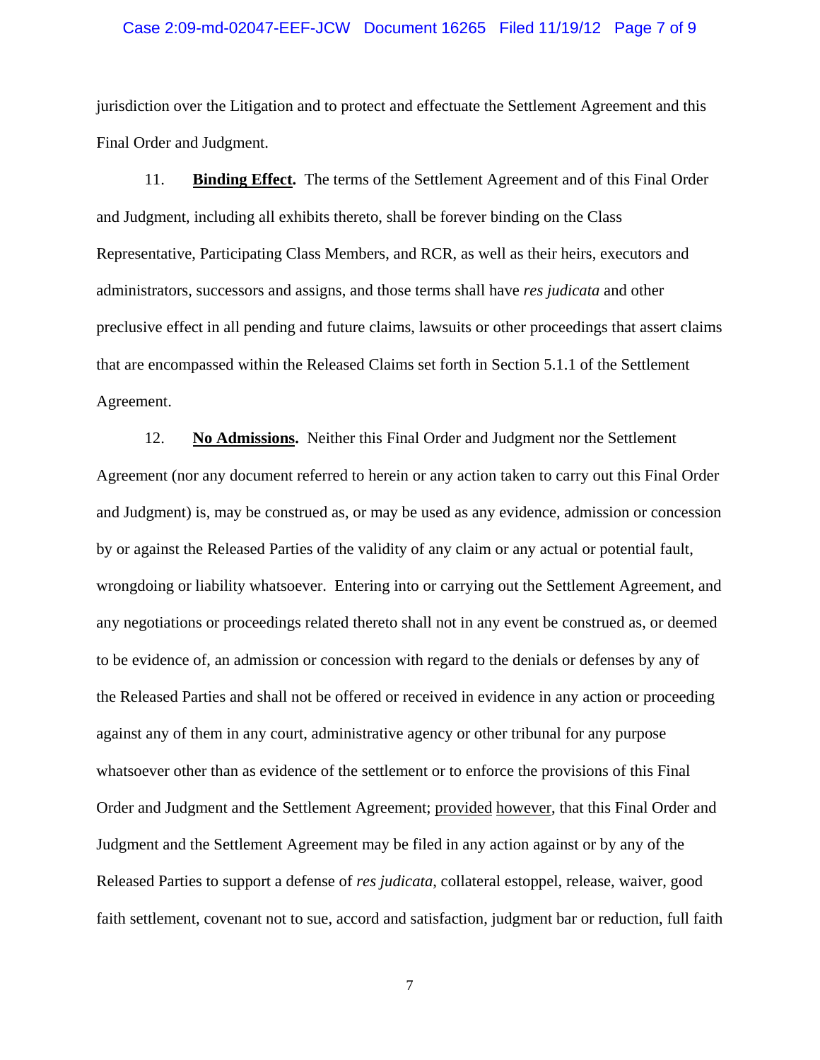jurisdiction over the Litigation and to protect and effectuate the Settlement Agreement and this Final Order and Judgment.

11. **Binding Effect.** The terms of the Settlement Agreement and of this Final Order and Judgment, including all exhibits thereto, shall be forever binding on the Class Representative, Participating Class Members, and RCR, as well as their heirs, executors and administrators, successors and assigns, and those terms shall have *res judicata* and other preclusive effect in all pending and future claims, lawsuits or other proceedings that assert claims that are encompassed within the Released Claims set forth in Section 5.1.1 of the Settlement Agreement.

12. **No Admissions.** Neither this Final Order and Judgment nor the Settlement Agreement (nor any document referred to herein or any action taken to carry out this Final Order and Judgment) is, may be construed as, or may be used as any evidence, admission or concession by or against the Released Parties of the validity of any claim or any actual or potential fault, wrongdoing or liability whatsoever. Entering into or carrying out the Settlement Agreement, and any negotiations or proceedings related thereto shall not in any event be construed as, or deemed to be evidence of, an admission or concession with regard to the denials or defenses by any of the Released Parties and shall not be offered or received in evidence in any action or proceeding against any of them in any court, administrative agency or other tribunal for any purpose whatsoever other than as evidence of the settlement or to enforce the provisions of this Final Order and Judgment and the Settlement Agreement; provided however, that this Final Order and Judgment and the Settlement Agreement may be filed in any action against or by any of the Released Parties to support a defense of *res judicata*, collateral estoppel, release, waiver, good faith settlement, covenant not to sue, accord and satisfaction, judgment bar or reduction, full faith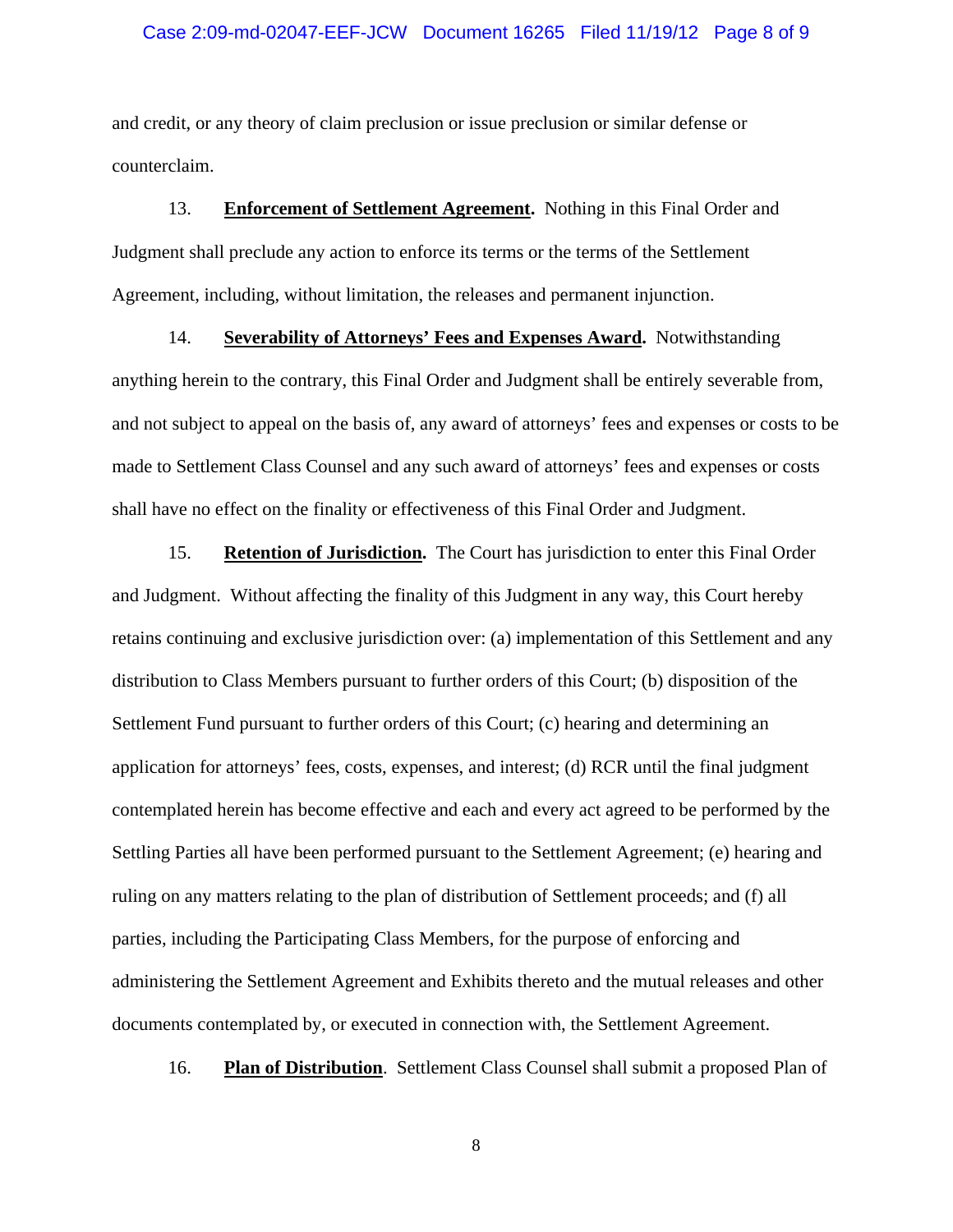and credit, or any theory of claim preclusion or issue preclusion or similar defense or counterclaim.

13. **Enforcement of Settlement Agreement.** Nothing in this Final Order and Judgment shall preclude any action to enforce its terms or the terms of the Settlement Agreement, including, without limitation, the releases and permanent injunction.

14. **Severability of Attorneys' Fees and Expenses Award.** Notwithstanding anything herein to the contrary, this Final Order and Judgment shall be entirely severable from, and not subject to appeal on the basis of, any award of attorneys' fees and expenses or costs to be made to Settlement Class Counsel and any such award of attorneys' fees and expenses or costs shall have no effect on the finality or effectiveness of this Final Order and Judgment.

15. **Retention of Jurisdiction.** The Court has jurisdiction to enter this Final Order and Judgment. Without affecting the finality of this Judgment in any way, this Court hereby retains continuing and exclusive jurisdiction over: (a) implementation of this Settlement and any distribution to Class Members pursuant to further orders of this Court; (b) disposition of the Settlement Fund pursuant to further orders of this Court; (c) hearing and determining an application for attorneys' fees, costs, expenses, and interest; (d) RCR until the final judgment contemplated herein has become effective and each and every act agreed to be performed by the Settling Parties all have been performed pursuant to the Settlement Agreement; (e) hearing and ruling on any matters relating to the plan of distribution of Settlement proceeds; and (f) all parties, including the Participating Class Members, for the purpose of enforcing and administering the Settlement Agreement and Exhibits thereto and the mutual releases and other documents contemplated by, or executed in connection with, the Settlement Agreement.

16. **Plan of Distribution**. Settlement Class Counsel shall submit a proposed Plan of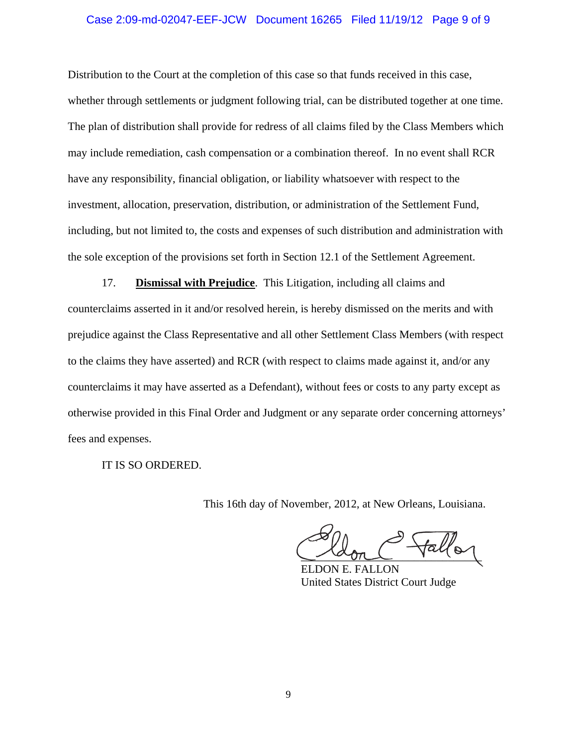Distribution to the Court at the completion of this case so that funds received in this case, whether through settlements or judgment following trial, can be distributed together at one time. The plan of distribution shall provide for redress of all claims filed by the Class Members which may include remediation, cash compensation or a combination thereof. In no event shall RCR have any responsibility, financial obligation, or liability whatsoever with respect to the investment, allocation, preservation, distribution, or administration of the Settlement Fund, including, but not limited to, the costs and expenses of such distribution and administration with the sole exception of the provisions set forth in Section 12.1 of the Settlement Agreement.

17. **Dismissal with Prejudice**. This Litigation, including all claims and counterclaims asserted in it and/or resolved herein, is hereby dismissed on the merits and with prejudice against the Class Representative and all other Settlement Class Members (with respect to the claims they have asserted) and RCR (with respect to claims made against it, and/or any counterclaims it may have asserted as a Defendant), without fees or costs to any party except as otherwise provided in this Final Order and Judgment or any separate order concerning attorneys' fees and expenses.

IT IS SO ORDERED.

This 16th day of November, 2012, at New Orleans, Louisiana.

ELDON E. FALLON
United States District Court Judge